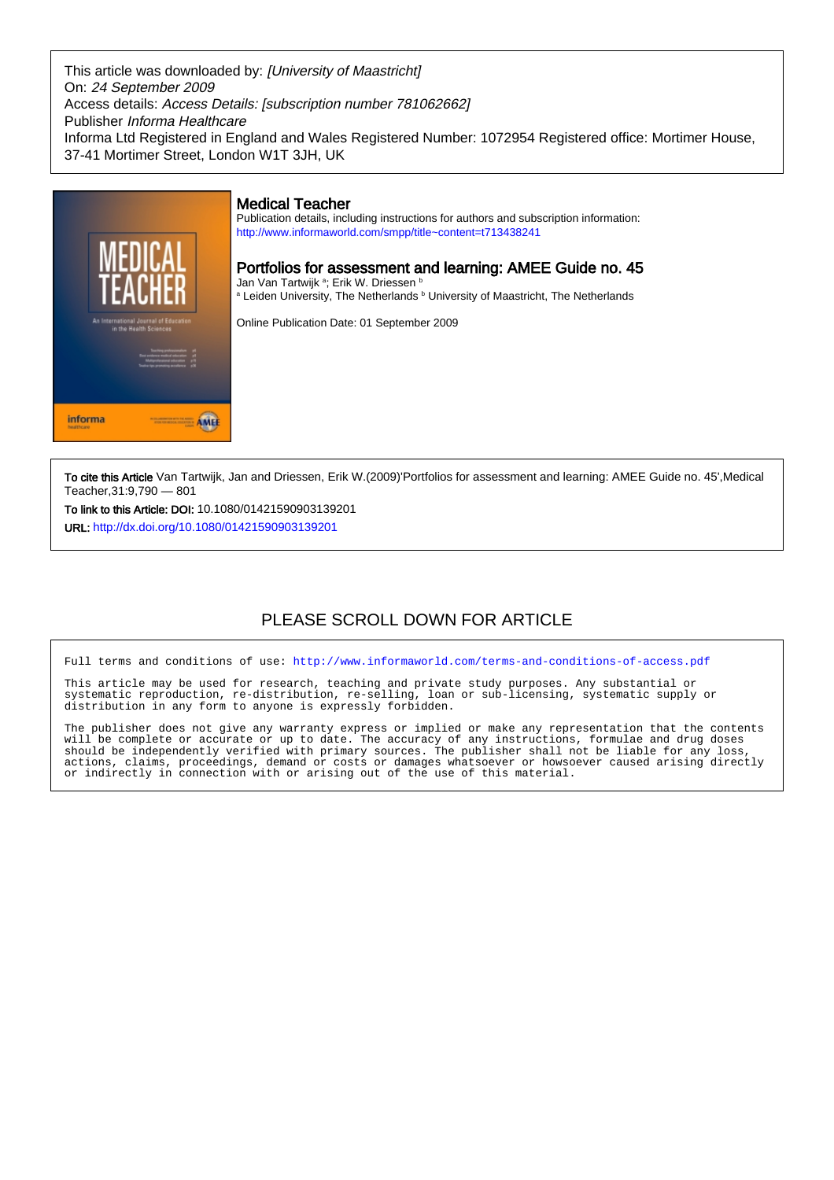This article was downloaded by: *[University of Maastricht]*
On: *24 September 2009*
Access details: *Access Details: [subscription number 781062662]*
Publisher *Informa Healthcare*
Informa Ltd Registered in England and Wales Registered Number: 1072954 Registered office: Mortimer House, 37-41 Mortimer Street, London W1T 3JH, UK

## Medical Teacher

Publication details, including instructions for authors and subscription information:
http://www.informaworld.com/smpp/title~content=t713438241

## Portfolios for assessment and learning: AMEE Guide no. 45

Jan Van Tartwijk [a]; Erik W. Driessen [b]
[a] Leiden University, The Netherlands [b] University of Maastricht, The Netherlands

Online Publication Date: 01 September 2009

**To cite this Article** Van Tartwijk, Jan and Driessen, Erik W.(2009)'Portfolios for assessment and learning: AMEE Guide no. 45',Medical Teacher,31:9,790 — 801

**To link to this Article: DOI:** 10.1080/01421590903139201

**URL:** http://dx.doi.org/10.1080/01421590903139201

PLEASE SCROLL DOWN FOR ARTICLE

Full terms and conditions of use: http://www.informaworld.com/terms-and-conditions-of-access.pdf

This article may be used for research, teaching and private study purposes. Any substantial or systematic reproduction, re-distribution, re-selling, loan or sub-licensing, systematic supply or distribution in any form to anyone is expressly forbidden.

The publisher does not give any warranty express or implied or make any representation that the contents will be complete or accurate or up to date. The accuracy of any instructions, formulae and drug doses should be independently verified with primary sources. The publisher shall not be liable for any loss, actions, claims, proceedings, demand or costs or damages whatsoever or howsoever caused arising directly or indirectly in connection with or arising out of the use of this material.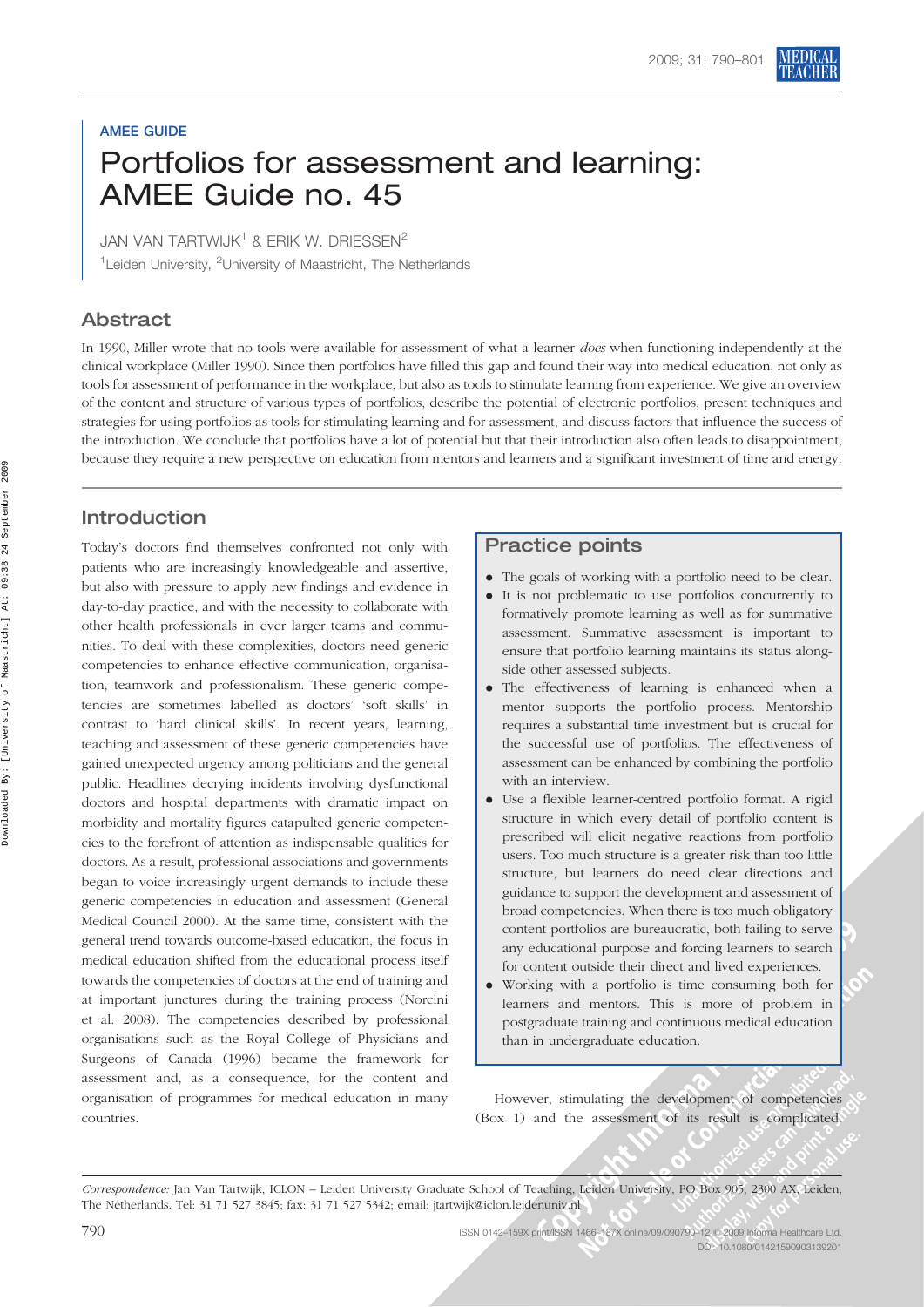AMEE GUIDE

# Portfolios for assessment and learning: AMEE Guide no. 45

JAN VAN TARTWIJK[1] & ERIK W. DRIESSEN[2]

[1]Leiden University, [2]University of Maastricht, The Netherlands

## Abstract

In 1990, Miller wrote that no tools were available for assessment of what a learner *does* when functioning independently at the clinical workplace (Miller 1990). Since then portfolios have filled this gap and found their way into medical education, not only as tools for assessment of performance in the workplace, but also as tools to stimulate learning from experience. We give an overview of the content and structure of various types of portfolios, describe the potential of electronic portfolios, present techniques and strategies for using portfolios as tools for stimulating learning and for assessment, and discuss factors that influence the success of the introduction. We conclude that portfolios have a lot of potential but that their introduction also often leads to disappointment, because they require a new perspective on education from mentors and learners and a significant investment of time and energy.

## Introduction

Today's doctors find themselves confronted not only with patients who are increasingly knowledgeable and assertive, but also with pressure to apply new findings and evidence in day-to-day practice, and with the necessity to collaborate with other health professionals in ever larger teams and communities. To deal with these complexities, doctors need generic competencies to enhance effective communication, organisation, teamwork and professionalism. These generic competencies are sometimes labelled as doctors' 'soft skills' in contrast to 'hard clinical skills'. In recent years, learning, teaching and assessment of these generic competencies have gained unexpected urgency among politicians and the general public. Headlines decrying incidents involving dysfunctional doctors and hospital departments with dramatic impact on morbidity and mortality figures catapulted generic competencies to the forefront of attention as indispensable qualities for doctors. As a result, professional associations and governments began to voice increasingly urgent demands to include these generic competencies in education and assessment (General Medical Council 2000). At the same time, consistent with the general trend towards outcome-based education, the focus in medical education shifted from the educational process itself towards the competencies of doctors at the end of training and at important junctures during the training process (Norcini et al. 2008). The competencies described by professional organisations such as the Royal College of Physicians and Surgeons of Canada (1996) became the framework for assessment and, as a consequence, for the content and organisation of programmes for medical education in many countries.

> **Practice points**
>
> - The goals of working with a portfolio need to be clear.
> - It is not problematic to use portfolios concurrently to formatively promote learning as well as for summative assessment. Summative assessment is important to ensure that portfolio learning maintains its status alongside other assessed subjects.
> - The effectiveness of learning is enhanced when a mentor supports the portfolio process. Mentorship requires a substantial time investment but is crucial for the successful use of portfolios. The effectiveness of assessment can be enhanced by combining the portfolio with an interview.
> - Use a flexible learner-centred portfolio format. A rigid structure in which every detail of portfolio content is prescribed will elicit negative reactions from portfolio users. Too much structure is a greater risk than too little structure, but learners do need clear directions and guidance to support the development and assessment of broad competencies. When there is too much obligatory content portfolios are bureaucratic, both failing to serve any educational purpose and forcing learners to search for content outside their direct and lived experiences.
> - Working with a portfolio is time consuming both for learners and mentors. This is more of problem in postgraduate training and continuous medical education than in undergraduate education.

However, stimulating the development of competencies (Box 1) and the assessment of its result is complicated.

*Correspondence:* Jan Van Tartwijk, ICLON – Leiden University Graduate School of Teaching, Leiden University, PO Box 905, 2300 AX, Leiden, The Netherlands. Tel: 31 71 527 3845; fax: 31 71 527 5342; email: jtartwijk@iclon.leidenuniv.nl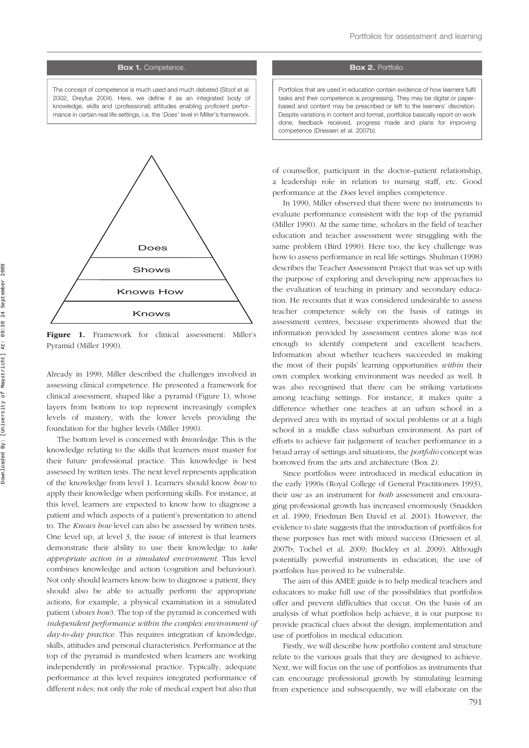**Box 1.** Competence.

The concept of competence is much used and much debated (Stoof et al. 2002; Dreyfus 2004). Here, we define it as an integrated body of knowledge, skills and (professional) attitudes enabling proficient performance in certain real life settings, i.e. the '*Does*' level in Miller's framework.

**Box 2.** Portfolio.

Portfolios that are used in education contain evidence of how learners fulfil tasks and their competence is progressing. They may be digital or paper-based and content may be prescribed or left to the learners' discretion. Despite variations in content and format, portfolios basically report on work done, feedback received, progress made and plans for improving competence (Driessen et al. 2007b).

Does

Shows

Knows How

Knows

**Figure 1.** Framework for clinical assessment: Miller's Pyramid (Miller 1990).

Already in 1990, Miller described the challenges involved in assessing clinical competence. He presented a framework for clinical assessment, shaped like a pyramid (Figure 1), whose layers from bottom to top represent increasingly complex levels of mastery, with the lower levels providing the foundation for the higher levels (Miller 1990).

The bottom level is concerned with *knowledge*. This is the knowledge relating to the skills that learners must master for their future professional practice. This knowledge is best assessed by written tests. The next level represents application of the knowledge from level 1. Learners should know *how* to apply their knowledge when performing skills. For instance, at this level, learners are expected to know how to diagnose a patient and which aspects of a patient's presentation to attend to. The *Knows how* level can also be assessed by written tests. One level up, at level 3, the issue of interest is that learners demonstrate their ability to use their knowledge to *take appropriate action in a simulated environment*. This level combines knowledge and action (cognition and behaviour). Not only should learners know how to diagnose a patient, they should also be able to actually perform the appropriate actions, for example, a physical examination in a simulated patient (*shows how*). The top of the pyramid is concerned with *independent performance within the complex environment of day-to-day practice*. This requires integration of knowledge, skills, attitudes and personal characteristics. Performance at the top of the pyramid is manifested when learners are working independently in professional practice. Typically, adequate performance at this level requires integrated performance of different roles; not only the role of medical expert but also that of counsellor, participant in the doctor–patient relationship, a leadership role in relation to nursing staff, etc. Good performance at the *Does* level implies competence.

In 1990, Miller observed that there were no instruments to evaluate performance consistent with the top of the pyramid (Miller 1990). At the same time, scholars in the field of teacher education and teacher assessment were struggling with the same problem (Bird 1990). Here too, the key challenge was how to assess performance in real life settings. Shulman (1998) describes the Teacher Assessment Project that was set up with the purpose of exploring and developing new approaches to the evaluation of teaching in primary and secondary education. He recounts that it was considered undesirable to assess teacher competence solely on the basis of ratings in assessment centres, because experiments showed that the information provided by assessment centres alone was not enough to identify competent and excellent teachers. Information about whether teachers succeeded in making the most of their pupils' learning opportunities *within* their own complex working environment was needed as well. It was also recognised that there can be striking variations among teaching settings. For instance, it makes quite a difference whether one teaches at an urban school in a deprived area with its myriad of social problems or at a high school in a middle class suburban environment. As part of efforts to achieve fair judgement of teacher performance in a broad array of settings and situations, the *portfolio* concept was borrowed from the arts and architecture (Box 2).

Since portfolios were introduced in medical education in the early 1990s (Royal College of General Practitioners 1993), their use as an instrument for *both* assessment and encouraging professional growth has increased enormously (Snadden et al. 1999; Friedman Ben David et al. 2001). However, the evidence to date suggests that the introduction of portfolios for these purposes has met with mixed success (Driessen et al. 2007b; Tochel et al. 2009; Buckley et al. 2009). Although potentially powerful instruments in education, the use of portfolios has proved to be vulnerable.

The aim of this AMEE guide is to help medical teachers and educators to make full use of the possibilities that portfolios offer and prevent difficulties that occur. On the basis of an analysis of what portfolios help achieve, it is our purpose to provide practical clues about the design, implementation and use of portfolios in medical education.

Firstly, we will describe how portfolio content and structure relate to the various goals that they are designed to achieve. Next, we will focus on the use of portfolios as instruments that can encourage professional growth by stimulating learning from experience and subsequently, we will elaborate on the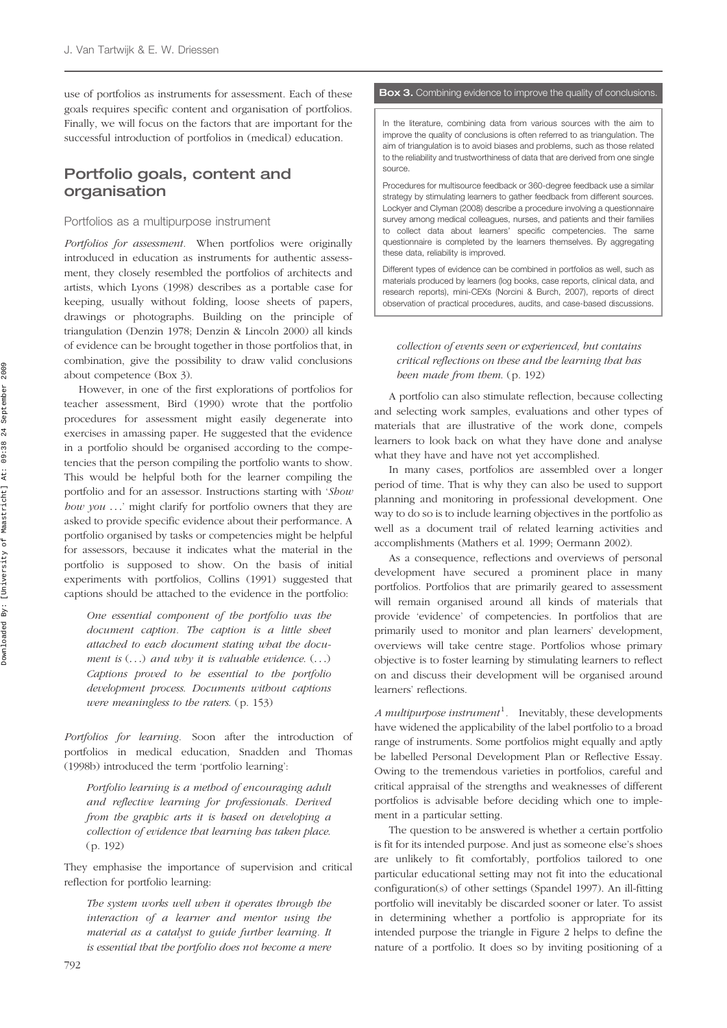use of portfolios as instruments for assessment. Each of these goals requires specific content and organisation of portfolios. Finally, we will focus on the factors that are important for the successful introduction of portfolios in (medical) education.

## Portfolio goals, content and organisation

### Portfolios as a multipurpose instrument

*Portfolios for assessment.* When portfolios were originally introduced in education as instruments for authentic assessment, they closely resembled the portfolios of architects and artists, which Lyons (1998) describes as a portable case for keeping, usually without folding, loose sheets of papers, drawings or photographs. Building on the principle of triangulation (Denzin 1978; Denzin & Lincoln 2000) all kinds of evidence can be brought together in those portfolios that, in combination, give the possibility to draw valid conclusions about competence (Box 3).

However, in one of the first explorations of portfolios for teacher assessment, Bird (1990) wrote that the portfolio procedures for assessment might easily degenerate into exercises in amassing paper. He suggested that the evidence in a portfolio should be organised according to the competencies that the person compiling the portfolio wants to show. This would be helpful both for the learner compiling the portfolio and for an assessor. Instructions starting with '*Show how you* ...' might clarify for portfolio owners that they are asked to provide specific evidence about their performance. A portfolio organised by tasks or competencies might be helpful for assessors, because it indicates what the material in the portfolio is supposed to show. On the basis of initial experiments with portfolios, Collins (1991) suggested that captions should be attached to the evidence in the portfolio:

> *One essential component of the portfolio was the document caption. The caption is a little sheet attached to each document stating what the document is (...) and why it is valuable evidence. (...) Captions proved to be essential to the portfolio development process. Documents without captions were meaningless to the raters.* (p. 153)

*Portfolios for learning.* Soon after the introduction of portfolios in medical education, Snadden and Thomas (1998b) introduced the term 'portfolio learning':

> *Portfolio learning is a method of encouraging adult and reflective learning for professionals. Derived from the graphic arts it is based on developing a collection of evidence that learning has taken place.* (p. 192)

They emphasise the importance of supervision and critical reflection for portfolio learning:

> *The system works well when it operates through the interaction of a learner and mentor using the material as a catalyst to guide further learning. It is essential that the portfolio does not become a mere collection of events seen or experienced, but contains critical reflections on these and the learning that has been made from them.* (p. 192)

**Box 3.** Combining evidence to improve the quality of conclusions.

In the literature, combining data from various sources with the aim to improve the quality of conclusions is often referred to as triangulation. The aim of triangulation is to avoid biases and problems, such as those related to the reliability and trustworthiness of data that are derived from one single source.

Procedures for multisource feedback or 360-degree feedback use a similar strategy by stimulating learners to gather feedback from different sources. Lockyer and Clyman (2008) describe a procedure involving a questionnaire survey among medical colleagues, nurses, and patients and their families to collect data about learners' specific competencies. The same questionnaire is completed by the learners themselves. By aggregating these data, reliability is improved.

Different types of evidence can be combined in portfolios as well, such as materials produced by learners (log books, case reports, clinical data, and research reports), mini-CEXs (Norcini & Burch, 2007), reports of direct observation of practical procedures, audits, and case-based discussions.

A portfolio can also stimulate reflection, because collecting and selecting work samples, evaluations and other types of materials that are illustrative of the work done, compels learners to look back on what they have done and analyse what they have and have not yet accomplished.

In many cases, portfolios are assembled over a longer period of time. That is why they can also be used to support planning and monitoring in professional development. One way to do so is to include learning objectives in the portfolio as well as a document trail of related learning activities and accomplishments (Mathers et al. 1999; Oermann 2002).

As a consequence, reflections and overviews of personal development have secured a prominent place in many portfolios. Portfolios that are primarily geared to assessment will remain organised around all kinds of materials that provide 'evidence' of competencies. In portfolios that are primarily used to monitor and plan learners' development, overviews will take centre stage. Portfolios whose primary objective is to foster learning by stimulating learners to reflect on and discuss their development will be organised around learners' reflections.

*A multipurpose instrument*[1]. Inevitably, these developments have widened the applicability of the label portfolio to a broad range of instruments. Some portfolios might equally and aptly be labelled Personal Development Plan or Reflective Essay. Owing to the tremendous varieties in portfolios, careful and critical appraisal of the strengths and weaknesses of different portfolios is advisable before deciding which one to implement in a particular setting.

The question to be answered is whether a certain portfolio is fit for its intended purpose. And just as someone else's shoes are unlikely to fit comfortably, portfolios tailored to one particular educational setting may not fit into the educational configuration(s) of other settings (Spandel 1997). An ill-fitting portfolio will inevitably be discarded sooner or later. To assist in determining whether a portfolio is appropriate for its intended purpose the triangle in Figure 2 helps to define the nature of a portfolio. It does so by inviting positioning of a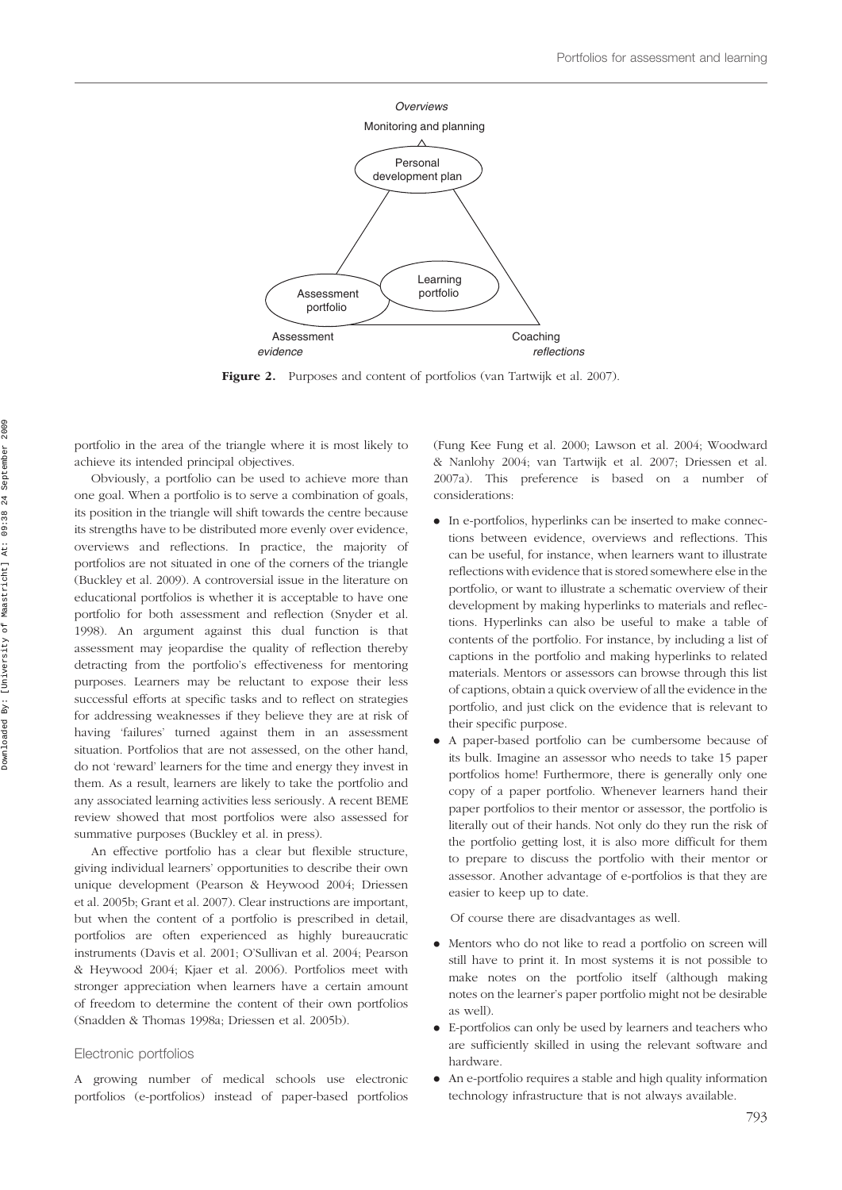Overviews

Monitoring and planning

Personal development plan

Assessment portfolio

Learning portfolio

Assessment

evidence

Coaching

reflections

**Figure 2.** Purposes and content of portfolios (van Tartwijk et al. 2007).

portfolio in the area of the triangle where it is most likely to achieve its intended principal objectives.

Obviously, a portfolio can be used to achieve more than one goal. When a portfolio is to serve a combination of goals, its position in the triangle will shift towards the centre because its strengths have to be distributed more evenly over evidence, overviews and reflections. In practice, the majority of portfolios are not situated in one of the corners of the triangle (Buckley et al. 2009). A controversial issue in the literature on educational portfolios is whether it is acceptable to have one portfolio for both assessment and reflection (Snyder et al. 1998). An argument against this dual function is that assessment may jeopardise the quality of reflection thereby detracting from the portfolio's effectiveness for mentoring purposes. Learners may be reluctant to expose their less successful efforts at specific tasks and to reflect on strategies for addressing weaknesses if they believe they are at risk of having 'failures' turned against them in an assessment situation. Portfolios that are not assessed, on the other hand, do not 'reward' learners for the time and energy they invest in them. As a result, learners are likely to take the portfolio and any associated learning activities less seriously. A recent BEME review showed that most portfolios were also assessed for summative purposes (Buckley et al. in press).

An effective portfolio has a clear but flexible structure, giving individual learners' opportunities to describe their own unique development (Pearson & Heywood 2004; Driessen et al. 2005b; Grant et al. 2007). Clear instructions are important, but when the content of a portfolio is prescribed in detail, portfolios are often experienced as highly bureaucratic instruments (Davis et al. 2001; O'Sullivan et al. 2004; Pearson & Heywood 2004; Kjaer et al. 2006). Portfolios meet with stronger appreciation when learners have a certain amount of freedom to determine the content of their own portfolios (Snadden & Thomas 1998a; Driessen et al. 2005b).

## Electronic portfolios

A growing number of medical schools use electronic portfolios (e-portfolios) instead of paper-based portfolios (Fung Kee Fung et al. 2000; Lawson et al. 2004; Woodward & Nanlohy 2004; van Tartwijk et al. 2007; Driessen et al. 2007a). This preference is based on a number of considerations:

- In e-portfolios, hyperlinks can be inserted to make connections between evidence, overviews and reflections. This can be useful, for instance, when learners want to illustrate reflections with evidence that is stored somewhere else in the portfolio, or want to illustrate a schematic overview of their development by making hyperlinks to materials and reflections. Hyperlinks can also be useful to make a table of contents of the portfolio. For instance, by including a list of captions in the portfolio and making hyperlinks to related materials. Mentors or assessors can browse through this list of captions, obtain a quick overview of all the evidence in the portfolio, and just click on the evidence that is relevant to their specific purpose.
- A paper-based portfolio can be cumbersome because of its bulk. Imagine an assessor who needs to take 15 paper portfolios home! Furthermore, there is generally only one copy of a paper portfolio. Whenever learners hand their paper portfolios to their mentor or assessor, the portfolio is literally out of their hands. Not only do they run the risk of the portfolio getting lost, it is also more difficult for them to prepare to discuss the portfolio with their mentor or assessor. Another advantage of e-portfolios is that they are easier to keep up to date.

Of course there are disadvantages as well.

- Mentors who do not like to read a portfolio on screen will still have to print it. In most systems it is not possible to make notes on the portfolio itself (although making notes on the learner's paper portfolio might not be desirable as well).
- E-portfolios can only be used by learners and teachers who are sufficiently skilled in using the relevant software and hardware.
- An e-portfolio requires a stable and high quality information technology infrastructure that is not always available.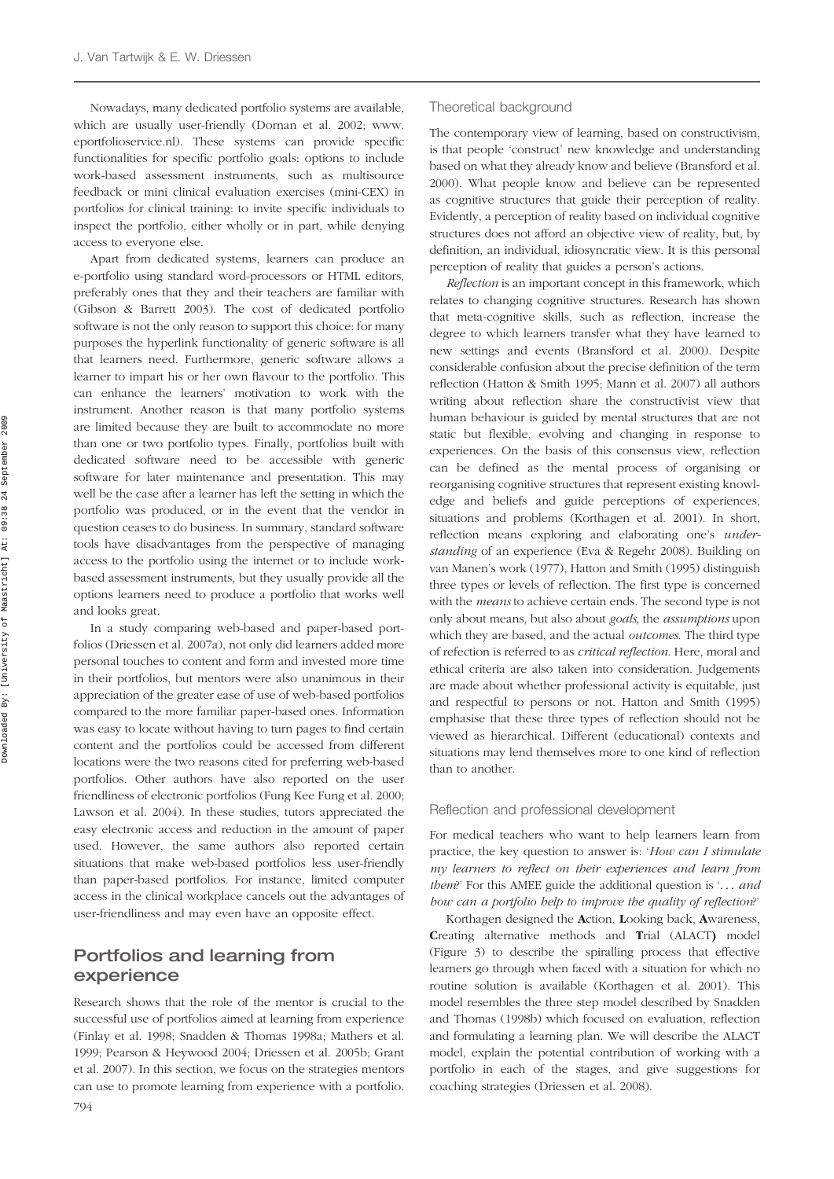Nowadays, many dedicated portfolio systems are available, which are usually user-friendly (Dornan et al. 2002; www.eportfolioservice.nl). These systems can provide specific functionalities for specific portfolio goals: options to include work-based assessment instruments, such as multisource feedback or mini clinical evaluation exercises (mini-CEX) in portfolios for clinical training: to invite specific individuals to inspect the portfolio, either wholly or in part, while denying access to everyone else.

Apart from dedicated systems, learners can produce an e-portfolio using standard word-processors or HTML editors, preferably ones that they and their teachers are familiar with (Gibson & Barrett 2003). The cost of dedicated portfolio software is not the only reason to support this choice: for many purposes the hyperlink functionality of generic software is all that learners need. Furthermore, generic software allows a learner to impart his or her own flavour to the portfolio. This can enhance the learners' motivation to work with the instrument. Another reason is that many portfolio systems are limited because they are built to accommodate no more than one or two portfolio types. Finally, portfolios built with dedicated software need to be accessible with generic software for later maintenance and presentation. This may well be the case after a learner has left the setting in which the portfolio was produced, or in the event that the vendor in question ceases to do business. In summary, standard software tools have disadvantages from the perspective of managing access to the portfolio using the internet or to include work-based assessment instruments, but they usually provide all the options learners need to produce a portfolio that works well and looks great.

In a study comparing web-based and paper-based portfolios (Driessen et al. 2007a), not only did learners added more personal touches to content and form and invested more time in their portfolios, but mentors were also unanimous in their appreciation of the greater ease of use of web-based portfolios compared to the more familiar paper-based ones. Information was easy to locate without having to turn pages to find certain content and the portfolios could be accessed from different locations were the two reasons cited for preferring web-based portfolios. Other authors have also reported on the user friendliness of electronic portfolios (Fung Kee Fung et al. 2000; Lawson et al. 2004). In these studies, tutors appreciated the easy electronic access and reduction in the amount of paper used. However, the same authors also reported certain situations that make web-based portfolios less user-friendly than paper-based portfolios. For instance, limited computer access in the clinical workplace cancels out the advantages of user-friendliness and may even have an opposite effect.

## Portfolios and learning from experience

Research shows that the role of the mentor is crucial to the successful use of portfolios aimed at learning from experience (Finlay et al. 1998; Snadden & Thomas 1998a; Mathers et al. 1999; Pearson & Heywood 2004; Driessen et al. 2005b; Grant et al. 2007). In this section, we focus on the strategies mentors can use to promote learning from experience with a portfolio.

### Theoretical background

The contemporary view of learning, based on constructivism, is that people 'construct' new knowledge and understanding based on what they already know and believe (Bransford et al. 2000). What people know and believe can be represented as cognitive structures that guide their perception of reality. Evidently, a perception of reality based on individual cognitive structures does not afford an objective view of reality, but, by definition, an individual, idiosyncratic view. It is this personal perception of reality that guides a person's actions.

*Reflection* is an important concept in this framework, which relates to changing cognitive structures. Research has shown that meta-cognitive skills, such as reflection, increase the degree to which learners transfer what they have learned to new settings and events (Bransford et al. 2000). Despite considerable confusion about the precise definition of the term reflection (Hatton & Smith 1995; Mann et al. 2007) all authors writing about reflection share the constructivist view that human behaviour is guided by mental structures that are not static but flexible, evolving and changing in response to experiences. On the basis of this consensus view, reflection can be defined as the mental process of organising or reorganising cognitive structures that represent existing knowledge and beliefs and guide perceptions of experiences, situations and problems (Korthagen et al. 2001). In short, reflection means exploring and elaborating one's *understanding* of an experience (Eva & Regehr 2008). Building on van Manen's work (1977), Hatton and Smith (1995) distinguish three types or levels of reflection. The first type is concerned with the *means* to achieve certain ends. The second type is not only about means, but also about *goals*, the *assumptions* upon which they are based, and the actual *outcomes*. The third type of refection is referred to as *critical reflection*. Here, moral and ethical criteria are also taken into consideration. Judgements are made about whether professional activity is equitable, just and respectful to persons or not. Hatton and Smith (1995) emphasise that these three types of reflection should not be viewed as hierarchical. Different (educational) contexts and situations may lend themselves more to one kind of reflection than to another.

### Reflection and professional development

For medical teachers who want to help learners learn from practice, the key question to answer is: '*How can I stimulate my learners to reflect on their experiences and learn from them?*' For this AMEE guide the additional question is '*... and how can a portfolio help to improve the quality of reflection?*'

Korthagen designed the **A**ction, **L**ooking back, **A**wareness, **C**reating alternative methods and **T**rial (ALACT**)** model (Figure 3) to describe the spiralling process that effective learners go through when faced with a situation for which no routine solution is available (Korthagen et al. 2001). This model resembles the three step model described by Snadden and Thomas (1998b) which focused on evaluation, reflection and formulating a learning plan. We will describe the ALACT model, explain the potential contribution of working with a portfolio in each of the stages, and give suggestions for coaching strategies (Driessen et al. 2008).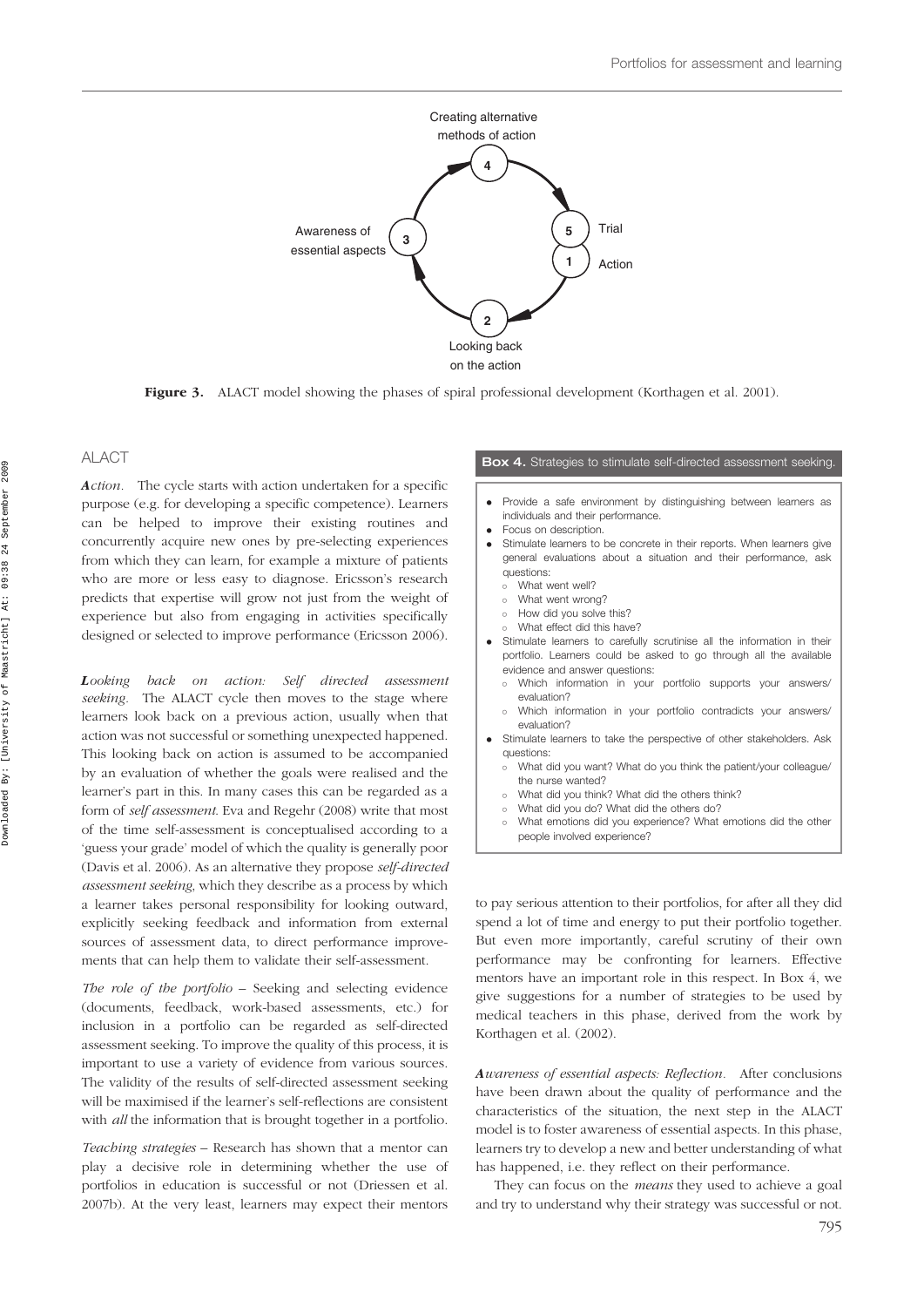Figure 3. ALACT model showing the phases of spiral professional development (Korthagen et al. 2001).

## ALACT

***Action.*** The cycle starts with action undertaken for a specific purpose (e.g. for developing a specific competence). Learners can be helped to improve their existing routines and concurrently acquire new ones by pre-selecting experiences from which they can learn, for example a mixture of patients who are more or less easy to diagnose. Ericsson's research predicts that expertise will grow not just from the weight of experience but also from engaging in activities specifically designed or selected to improve performance (Ericsson 2006).

***Looking back on action: Self directed assessment seeking.*** The ALACT cycle then moves to the stage where learners look back on a previous action, usually when that action was not successful or something unexpected happened. This looking back on action is assumed to be accompanied by an evaluation of whether the goals were realised and the learner's part in this. In many cases this can be regarded as a form of *self assessment*. Eva and Regehr (2008) write that most of the time self-assessment is conceptualised according to a 'guess your grade' model of which the quality is generally poor (Davis et al. 2006). As an alternative they propose *self-directed assessment seeking*, which they describe as a process by which a learner takes personal responsibility for looking outward, explicitly seeking feedback and information from external sources of assessment data, to direct performance improvements that can help them to validate their self-assessment.

*The role of the portfolio* – Seeking and selecting evidence (documents, feedback, work-based assessments, etc.) for inclusion in a portfolio can be regarded as self-directed assessment seeking. To improve the quality of this process, it is important to use a variety of evidence from various sources. The validity of the results of self-directed assessment seeking will be maximised if the learner's self-reflections are consistent with *all* the information that is brought together in a portfolio.

*Teaching strategies* – Research has shown that a mentor can play a decisive role in determining whether the use of portfolios in education is successful or not (Driessen et al. 2007b). At the very least, learners may expect their mentors to pay serious attention to their portfolios, for after all they did spend a lot of time and energy to put their portfolio together. But even more importantly, careful scrutiny of their own performance may be confronting for learners. Effective mentors have an important role in this respect. In Box 4, we give suggestions for a number of strategies to be used by medical teachers in this phase, derived from the work by Korthagen et al. (2002).

**Box 4.** Strategies to stimulate self-directed assessment seeking.

- Provide a safe environment by distinguishing between learners as individuals and their performance.
- Focus on description.
- Stimulate learners to be concrete in their reports. When learners give general evaluations about a situation and their performance, ask questions:
  - What went well?
  - What went wrong?
  - How did you solve this?
  - What effect did this have?
- Stimulate learners to carefully scrutinise all the information in their portfolio. Learners could be asked to go through all the available evidence and answer questions:
  - Which information in your portfolio supports your answers/evaluation?
  - Which information in your portfolio contradicts your answers/evaluation?
- Stimulate learners to take the perspective of other stakeholders. Ask questions:
  - What did you want? What do you think the patient/your colleague/the nurse wanted?
  - What did you think? What did the others think?
  - What did you do? What did the others do?
  - What emotions did you experience? What emotions did the other people involved experience?

***Awareness of essential aspects: Reflection.*** After conclusions have been drawn about the quality of performance and the characteristics of the situation, the next step in the ALACT model is to foster awareness of essential aspects. In this phase, learners try to develop a new and better understanding of what has happened, i.e. they reflect on their performance.

They can focus on the *means* they used to achieve a goal and try to understand why their strategy was successful or not.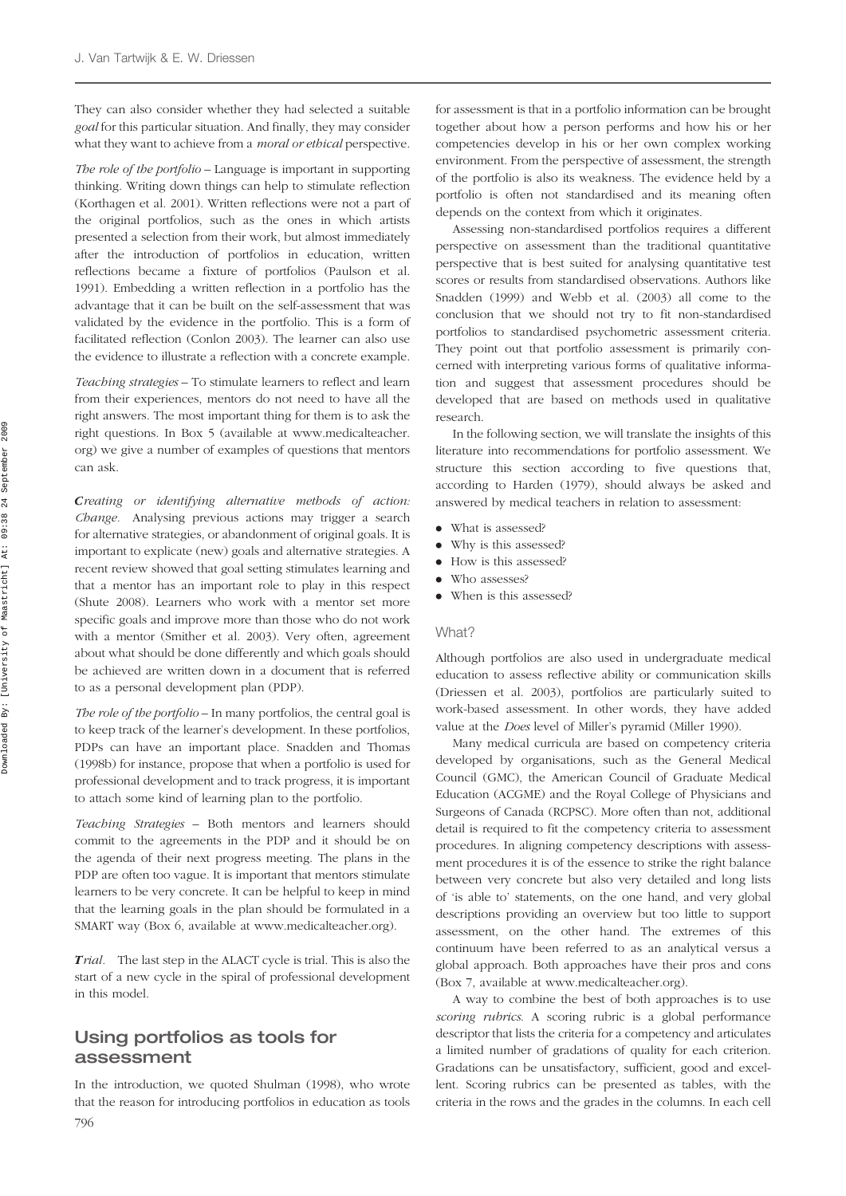They can also consider whether they had selected a suitable *goal* for this particular situation. And finally, they may consider what they want to achieve from a *moral or ethical* perspective.

*The role of the portfolio* – Language is important in supporting thinking. Writing down things can help to stimulate reflection (Korthagen et al. 2001). Written reflections were not a part of the original portfolios, such as the ones in which artists presented a selection from their work, but almost immediately after the introduction of portfolios in education, written reflections became a fixture of portfolios (Paulson et al. 1991). Embedding a written reflection in a portfolio has the advantage that it can be built on the self-assessment that was validated by the evidence in the portfolio. This is a form of facilitated reflection (Conlon 2003). The learner can also use the evidence to illustrate a reflection with a concrete example.

*Teaching strategies* – To stimulate learners to reflect and learn from their experiences, mentors do not need to have all the right answers. The most important thing for them is to ask the right questions. In Box 5 (available at www.medicalteacher.org) we give a number of examples of questions that mentors can ask.

***C**reating or identifying alternative methods of action: Change.* Analysing previous actions may trigger a search for alternative strategies, or abandonment of original goals. It is important to explicate (new) goals and alternative strategies. A recent review showed that goal setting stimulates learning and that a mentor has an important role to play in this respect (Shute 2008). Learners who work with a mentor set more specific goals and improve more than those who do not work with a mentor (Smither et al. 2003). Very often, agreement about what should be done differently and which goals should be achieved are written down in a document that is referred to as a personal development plan (PDP).

*The role of the portfolio* – In many portfolios, the central goal is to keep track of the learner's development. In these portfolios, PDPs can have an important place. Snadden and Thomas (1998b) for instance, propose that when a portfolio is used for professional development and to track progress, it is important to attach some kind of learning plan to the portfolio.

*Teaching Strategies* – Both mentors and learners should commit to the agreements in the PDP and it should be on the agenda of their next progress meeting. The plans in the PDP are often too vague. It is important that mentors stimulate learners to be very concrete. It can be helpful to keep in mind that the learning goals in the plan should be formulated in a SMART way (Box 6, available at www.medicalteacher.org).

***T**rial.* The last step in the ALACT cycle is trial. This is also the start of a new cycle in the spiral of professional development in this model.

## Using portfolios as tools for assessment

In the introduction, we quoted Shulman (1998), who wrote that the reason for introducing portfolios in education as tools for assessment is that in a portfolio information can be brought together about how a person performs and how his or her competencies develop in his or her own complex working environment. From the perspective of assessment, the strength of the portfolio is also its weakness. The evidence held by a portfolio is often not standardised and its meaning often depends on the context from which it originates.

Assessing non-standardised portfolios requires a different perspective on assessment than the traditional quantitative perspective that is best suited for analysing quantitative test scores or results from standardised observations. Authors like Snadden (1999) and Webb et al. (2003) all come to the conclusion that we should not try to fit non-standardised portfolios to standardised psychometric assessment criteria. They point out that portfolio assessment is primarily concerned with interpreting various forms of qualitative information and suggest that assessment procedures should be developed that are based on methods used in qualitative research.

In the following section, we will translate the insights of this literature into recommendations for portfolio assessment. We structure this section according to five questions that, according to Harden (1979), should always be asked and answered by medical teachers in relation to assessment:

- What is assessed?
- Why is this assessed?
- How is this assessed?
- Who assesses?
- When is this assessed?

### What?

Although portfolios are also used in undergraduate medical education to assess reflective ability or communication skills (Driessen et al. 2003), portfolios are particularly suited to work-based assessment. In other words, they have added value at the *Does* level of Miller's pyramid (Miller 1990).

Many medical curricula are based on competency criteria developed by organisations, such as the General Medical Council (GMC), the American Council of Graduate Medical Education (ACGME) and the Royal College of Physicians and Surgeons of Canada (RCPSC). More often than not, additional detail is required to fit the competency criteria to assessment procedures. In aligning competency descriptions with assessment procedures it is of the essence to strike the right balance between very concrete but also very detailed and long lists of 'is able to' statements, on the one hand, and very global descriptions providing an overview but too little to support assessment, on the other hand. The extremes of this continuum have been referred to as an analytical versus a global approach. Both approaches have their pros and cons (Box 7, available at www.medicalteacher.org).

A way to combine the best of both approaches is to use *scoring rubrics*. A scoring rubric is a global performance descriptor that lists the criteria for a competency and articulates a limited number of gradations of quality for each criterion. Gradations can be unsatisfactory, sufficient, good and excellent. Scoring rubrics can be presented as tables, with the criteria in the rows and the grades in the columns. In each cell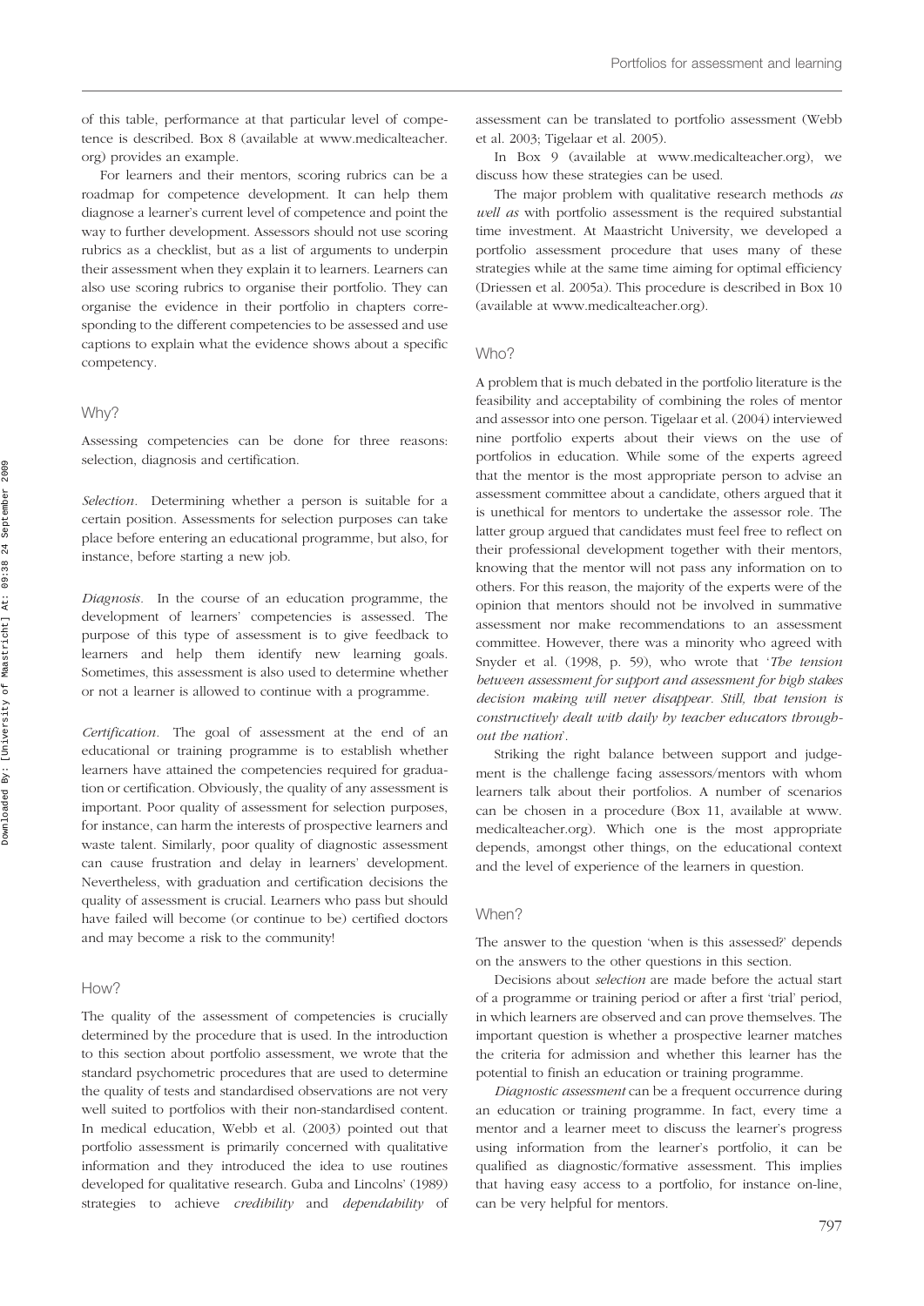of this table, performance at that particular level of competence is described. Box 8 (available at www.medicalteacher.org) provides an example.

For learners and their mentors, scoring rubrics can be a roadmap for competence development. It can help them diagnose a learner's current level of competence and point the way to further development. Assessors should not use scoring rubrics as a checklist, but as a list of arguments to underpin their assessment when they explain it to learners. Learners can also use scoring rubrics to organise their portfolio. They can organise the evidence in their portfolio in chapters corresponding to the different competencies to be assessed and use captions to explain what the evidence shows about a specific competency.

### Why?

Assessing competencies can be done for three reasons: selection, diagnosis and certification.

*Selection.* Determining whether a person is suitable for a certain position. Assessments for selection purposes can take place before entering an educational programme, but also, for instance, before starting a new job.

*Diagnosis.* In the course of an education programme, the development of learners' competencies is assessed. The purpose of this type of assessment is to give feedback to learners and help them identify new learning goals. Sometimes, this assessment is also used to determine whether or not a learner is allowed to continue with a programme.

*Certification.* The goal of assessment at the end of an educational or training programme is to establish whether learners have attained the competencies required for graduation or certification. Obviously, the quality of any assessment is important. Poor quality of assessment for selection purposes, for instance, can harm the interests of prospective learners and waste talent. Similarly, poor quality of diagnostic assessment can cause frustration and delay in learners' development. Nevertheless, with graduation and certification decisions the quality of assessment is crucial. Learners who pass but should have failed will become (or continue to be) certified doctors and may become a risk to the community!

### How?

The quality of the assessment of competencies is crucially determined by the procedure that is used. In the introduction to this section about portfolio assessment, we wrote that the standard psychometric procedures that are used to determine the quality of tests and standardised observations are not very well suited to portfolios with their non-standardised content. In medical education, Webb et al. (2003) pointed out that portfolio assessment is primarily concerned with qualitative information and they introduced the idea to use routines developed for qualitative research. Guba and Lincolns' (1989) strategies to achieve *credibility* and *dependability* of assessment can be translated to portfolio assessment (Webb et al. 2003; Tigelaar et al. 2005).

In Box 9 (available at www.medicalteacher.org), we discuss how these strategies can be used.

The major problem with qualitative research methods *as well as* with portfolio assessment is the required substantial time investment. At Maastricht University, we developed a portfolio assessment procedure that uses many of these strategies while at the same time aiming for optimal efficiency (Driessen et al. 2005a). This procedure is described in Box 10 (available at www.medicalteacher.org).

### Who?

A problem that is much debated in the portfolio literature is the feasibility and acceptability of combining the roles of mentor and assessor into one person. Tigelaar et al. (2004) interviewed nine portfolio experts about their views on the use of portfolios in education. While some of the experts agreed that the mentor is the most appropriate person to advise an assessment committee about a candidate, others argued that it is unethical for mentors to undertake the assessor role. The latter group argued that candidates must feel free to reflect on their professional development together with their mentors, knowing that the mentor will not pass any information on to others. For this reason, the majority of the experts were of the opinion that mentors should not be involved in summative assessment nor make recommendations to an assessment committee. However, there was a minority who agreed with Snyder et al. (1998, p. 59), who wrote that '*The tension between assessment for support and assessment for high stakes decision making will never disappear. Still, that tension is constructively dealt with daily by teacher educators throughout the nation*'.

Striking the right balance between support and judgement is the challenge facing assessors/mentors with whom learners talk about their portfolios. A number of scenarios can be chosen in a procedure (Box 11, available at www.medicalteacher.org). Which one is the most appropriate depends, amongst other things, on the educational context and the level of experience of the learners in question.

### When?

The answer to the question 'when is this assessed?' depends on the answers to the other questions in this section.

Decisions about *selection* are made before the actual start of a programme or training period or after a first 'trial' period, in which learners are observed and can prove themselves. The important question is whether a prospective learner matches the criteria for admission and whether this learner has the potential to finish an education or training programme.

*Diagnostic assessment* can be a frequent occurrence during an education or training programme. In fact, every time a mentor and a learner meet to discuss the learner's progress using information from the learner's portfolio, it can be qualified as diagnostic/formative assessment. This implies that having easy access to a portfolio, for instance on-line, can be very helpful for mentors.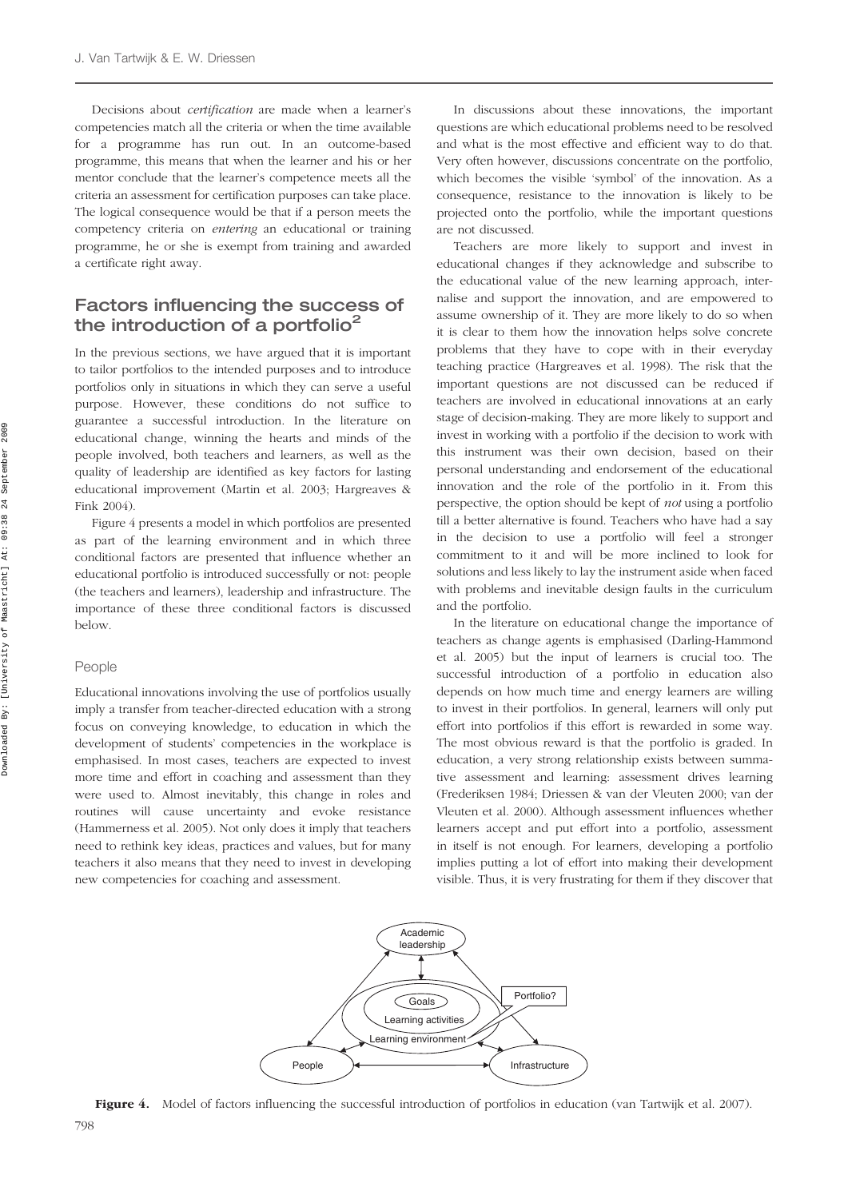Decisions about *certification* are made when a learner's competencies match all the criteria or when the time available for a programme has run out. In an outcome-based programme, this means that when the learner and his or her mentor conclude that the learner's competence meets all the criteria an assessment for certification purposes can take place. The logical consequence would be that if a person meets the competency criteria on *entering* an educational or training programme, he or she is exempt from training and awarded a certificate right away.

## Factors influencing the success of the introduction of a portfolio[2]

In the previous sections, we have argued that it is important to tailor portfolios to the intended purposes and to introduce portfolios only in situations in which they can serve a useful purpose. However, these conditions do not suffice to guarantee a successful introduction. In the literature on educational change, winning the hearts and minds of the people involved, both teachers and learners, as well as the quality of leadership are identified as key factors for lasting educational improvement (Martin et al. 2003; Hargreaves & Fink 2004).

Figure 4 presents a model in which portfolios are presented as part of the learning environment and in which three conditional factors are presented that influence whether an educational portfolio is introduced successfully or not: people (the teachers and learners), leadership and infrastructure. The importance of these three conditional factors is discussed below.

### People

Educational innovations involving the use of portfolios usually imply a transfer from teacher-directed education with a strong focus on conveying knowledge, to education in which the development of students' competencies in the workplace is emphasised. In most cases, teachers are expected to invest more time and effort in coaching and assessment than they were used to. Almost inevitably, this change in roles and routines will cause uncertainty and evoke resistance (Hammerness et al. 2005). Not only does it imply that teachers need to rethink key ideas, practices and values, but for many teachers it also means that they need to invest in developing new competencies for coaching and assessment.

In discussions about these innovations, the important questions are which educational problems need to be resolved and what is the most effective and efficient way to do that. Very often however, discussions concentrate on the portfolio, which becomes the visible 'symbol' of the innovation. As a consequence, resistance to the innovation is likely to be projected onto the portfolio, while the important questions are not discussed.

Teachers are more likely to support and invest in educational changes if they acknowledge and subscribe to the educational value of the new learning approach, internalise and support the innovation, and are empowered to assume ownership of it. They are more likely to do so when it is clear to them how the innovation helps solve concrete problems that they have to cope with in their everyday teaching practice (Hargreaves et al. 1998). The risk that the important questions are not discussed can be reduced if teachers are involved in educational innovations at an early stage of decision-making. They are more likely to support and invest in working with a portfolio if the decision to work with this instrument was their own decision, based on their personal understanding and endorsement of the educational innovation and the role of the portfolio in it. From this perspective, the option should be kept of *not* using a portfolio till a better alternative is found. Teachers who have had a say in the decision to use a portfolio will feel a stronger commitment to it and will be more inclined to look for solutions and less likely to lay the instrument aside when faced with problems and inevitable design faults in the curriculum and the portfolio.

In the literature on educational change the importance of teachers as change agents is emphasised (Darling-Hammond et al. 2005) but the input of learners is crucial too. The successful introduction of a portfolio in education also depends on how much time and energy learners are willing to invest in their portfolios. In general, learners will only put effort into portfolios if this effort is rewarded in some way. The most obvious reward is that the portfolio is graded. In education, a very strong relationship exists between summative assessment and learning: assessment drives learning (Frederiksen 1984; Driessen & van der Vleuten 2000; van der Vleuten et al. 2000). Although assessment influences whether learners accept and put effort into a portfolio, assessment in itself is not enough. For learners, developing a portfolio implies putting a lot of effort into making their development visible. Thus, it is very frustrating for them if they discover that

Academic leadership
Goals
Learning activities
Learning environment
Portfolio?
People
Infrastructure

**Figure 4.** Model of factors influencing the successful introduction of portfolios in education (van Tartwijk et al. 2007).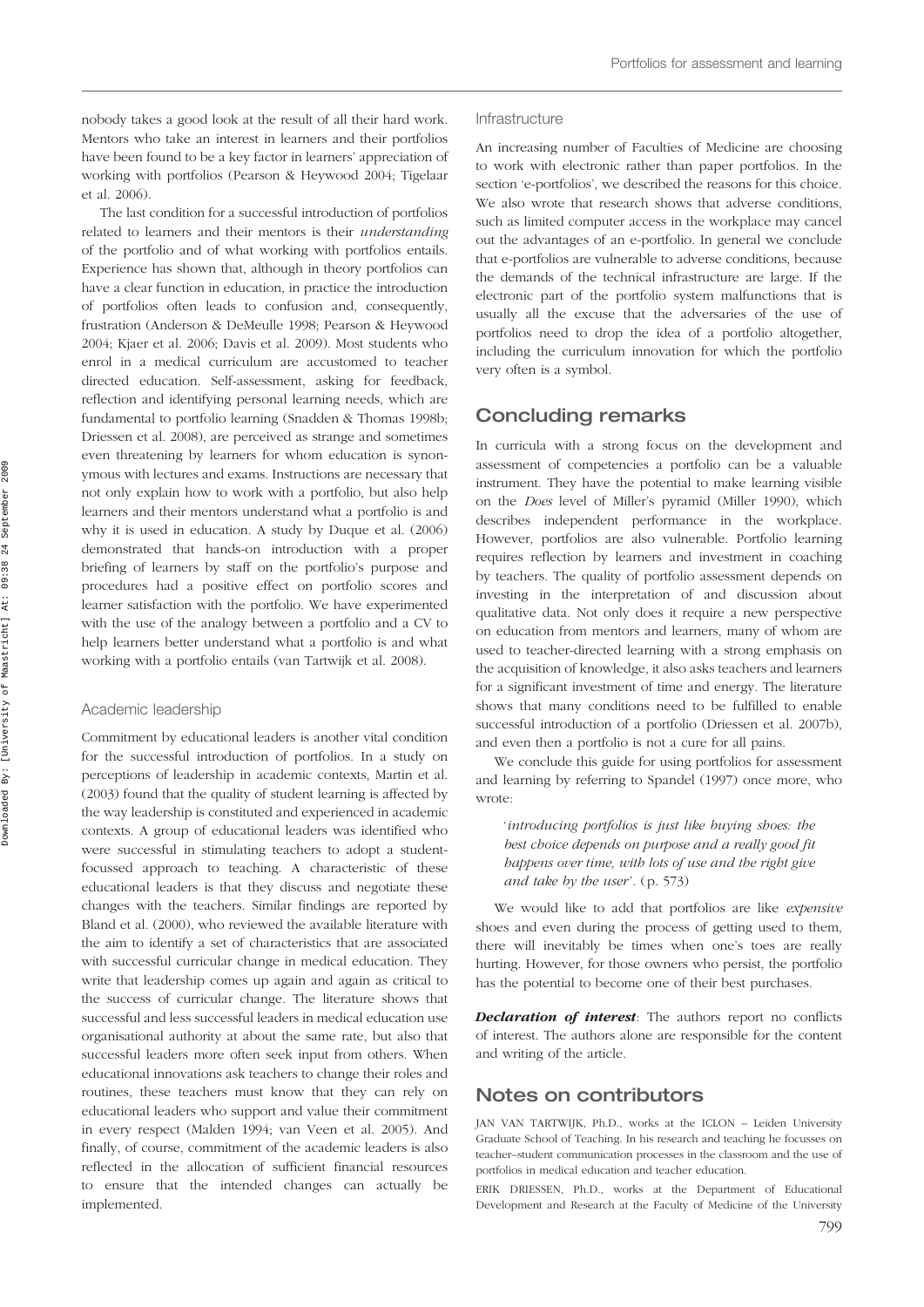nobody takes a good look at the result of all their hard work. Mentors who take an interest in learners and their portfolios have been found to be a key factor in learners' appreciation of working with portfolios (Pearson & Heywood 2004; Tigelaar et al. 2006).

The last condition for a successful introduction of portfolios related to learners and their mentors is their *understanding* of the portfolio and of what working with portfolios entails. Experience has shown that, although in theory portfolios can have a clear function in education, in practice the introduction of portfolios often leads to confusion and, consequently, frustration (Anderson & DeMeulle 1998; Pearson & Heywood 2004; Kjaer et al. 2006; Davis et al. 2009). Most students who enrol in a medical curriculum are accustomed to teacher directed education. Self-assessment, asking for feedback, reflection and identifying personal learning needs, which are fundamental to portfolio learning (Snadden & Thomas 1998b; Driessen et al. 2008), are perceived as strange and sometimes even threatening by learners for whom education is synonymous with lectures and exams. Instructions are necessary that not only explain how to work with a portfolio, but also help learners and their mentors understand what a portfolio is and why it is used in education. A study by Duque et al. (2006) demonstrated that hands-on introduction with a proper briefing of learners by staff on the portfolio's purpose and procedures had a positive effect on portfolio scores and learner satisfaction with the portfolio. We have experimented with the use of the analogy between a portfolio and a CV to help learners better understand what a portfolio is and what working with a portfolio entails (van Tartwijk et al. 2008).

### Academic leadership

Commitment by educational leaders is another vital condition for the successful introduction of portfolios. In a study on perceptions of leadership in academic contexts, Martin et al. (2003) found that the quality of student learning is affected by the way leadership is constituted and experienced in academic contexts. A group of educational leaders was identified who were successful in stimulating teachers to adopt a student-focussed approach to teaching. A characteristic of these educational leaders is that they discuss and negotiate these changes with the teachers. Similar findings are reported by Bland et al. (2000), who reviewed the available literature with the aim to identify a set of characteristics that are associated with successful curricular change in medical education. They write that leadership comes up again and again as critical to the success of curricular change. The literature shows that successful and less successful leaders in medical education use organisational authority at about the same rate, but also that successful leaders more often seek input from others. When educational innovations ask teachers to change their roles and routines, these teachers must know that they can rely on educational leaders who support and value their commitment in every respect (Malden 1994; van Veen et al. 2005). And finally, of course, commitment of the academic leaders is also reflected in the allocation of sufficient financial resources to ensure that the intended changes can actually be implemented.

### Infrastructure

An increasing number of Faculties of Medicine are choosing to work with electronic rather than paper portfolios. In the section 'e-portfolios', we described the reasons for this choice. We also wrote that research shows that adverse conditions, such as limited computer access in the workplace may cancel out the advantages of an e-portfolio. In general we conclude that e-portfolios are vulnerable to adverse conditions, because the demands of the technical infrastructure are large. If the electronic part of the portfolio system malfunctions that is usually all the excuse that the adversaries of the use of portfolios need to drop the idea of a portfolio altogether, including the curriculum innovation for which the portfolio very often is a symbol.

## Concluding remarks

In curricula with a strong focus on the development and assessment of competencies a portfolio can be a valuable instrument. They have the potential to make learning visible on the *Does* level of Miller's pyramid (Miller 1990), which describes independent performance in the workplace. However, portfolios are also vulnerable. Portfolio learning requires reflection by learners and investment in coaching by teachers. The quality of portfolio assessment depends on investing in the interpretation of and discussion about qualitative data. Not only does it require a new perspective on education from mentors and learners, many of whom are used to teacher-directed learning with a strong emphasis on the acquisition of knowledge, it also asks teachers and learners for a significant investment of time and energy. The literature shows that many conditions need to be fulfilled to enable successful introduction of a portfolio (Driessen et al. 2007b), and even then a portfolio is not a cure for all pains.

We conclude this guide for using portfolios for assessment and learning by referring to Spandel (1997) once more, who wrote:

> '*introducing portfolios is just like buying shoes: the best choice depends on purpose and a really good fit happens over time, with lots of use and the right give and take by the user*'. (p. 573)

We would like to add that portfolios are like *expensive* shoes and even during the process of getting used to them, there will inevitably be times when one's toes are really hurting. However, for those owners who persist, the portfolio has the potential to become one of their best purchases.

***Declaration of interest***: The authors report no conflicts of interest. The authors alone are responsible for the content and writing of the article.

## Notes on contributors

JAN VAN TARTWIJK, Ph.D., works at the ICLON – Leiden University Graduate School of Teaching. In his research and teaching he focusses on teacher–student communication processes in the classroom and the use of portfolios in medical education and teacher education.

ERIK DRIESSEN, Ph.D., works at the Department of Educational Development and Research at the Faculty of Medicine of the University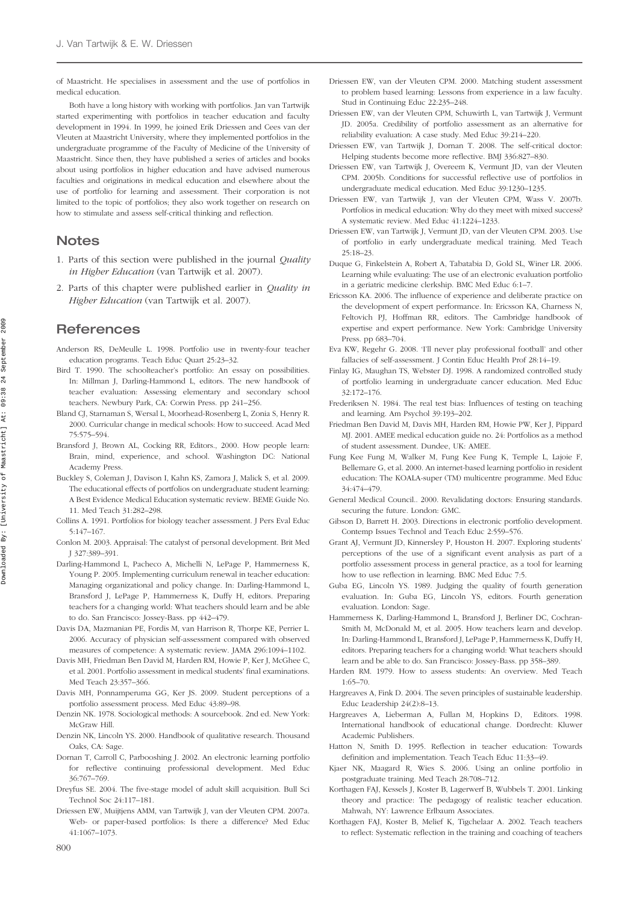of Maastricht. He specialises in assessment and the use of portfolios in medical education.

Both have a long history with working with portfolios. Jan van Tartwijk started experimenting with portfolios in teacher education and faculty development in 1994. In 1999, he joined Erik Driessen and Cees van der Vleuten at Maastricht University, where they implemented portfolios in the undergraduate programme of the Faculty of Medicine of the University of Maastricht. Since then, they have published a series of articles and books about using portfolios in higher education and have advised numerous faculties and originations in medical education and elsewhere about the use of portfolio for learning and assessment. Their corporation is not limited to the topic of portfolios; they also work together on research on how to stimulate and assess self-critical thinking and reflection.

## Notes

1. Parts of this section were published in the journal *Quality in Higher Education* (van Tartwijk et al. 2007).
2. Parts of this chapter were published earlier in *Quality in Higher Education* (van Tartwijk et al. 2007).

## References

Anderson RS, DeMeulle L. 1998. Portfolio use in twenty-four teacher education programs. Teach Educ Quart 25:23–32.

Bird T. 1990. The schoolteacher's portfolio: An essay on possibilities. In: Millman J, Darling-Hammond L, editors. The new handbook of teacher evaluation: Assessing elementary and secondary school teachers. Newbury Park, CA: Corwin Press. pp 241–256.

Bland CJ, Starnaman S, Wersal L, Moorhead-Rosenberg L, Zonia S, Henry R. 2000. Curricular change in medical schools: How to succeed. Acad Med 75:575–594.

Bransford J, Brown AL, Cocking RR, Editors., 2000. How people learn: Brain, mind, experience, and school. Washington DC: National Academy Press.

Buckley S, Coleman J, Davison I, Kahn KS, Zamora J, Malick S, et al. 2009. The educational effects of portfolios on undergraduate student learning: A Best Evidence Medical Education systematic review. BEME Guide No. 11. Med Teach 31:282–298.

Collins A. 1991. Portfolios for biology teacher assessment. J Pers Eval Educ 5:147–167.

Conlon M. 2003. Appraisal: The catalyst of personal development. Brit Med J 327:389–391.

Darling-Hammond L, Pacheco A, Michelli N, LePage P, Hammerness K, Young P. 2005. Implementing curriculum renewal in teacher education: Managing organizational and policy change. In: Darling-Hammond L, Bransford J, LePage P, Hammerness K, Duffy H, editors. Preparing teachers for a changing world: What teachers should learn and be able to do. San Francisco: Jossey-Bass. pp 442–479.

Davis DA, Mazmanian PE, Fordis M, van Harrison R, Thorpe KE, Perrier L. 2006. Accuracy of physician self-assessment compared with observed measures of competence: A systematic review. JAMA 296:1094–1102.

Davis MH, Friedman Ben David M, Harden RM, Howie P, Ker J, McGhee C, et al. 2001. Portfolio assessment in medical students' final examinations. Med Teach 23:357–366.

Davis MH, Ponnamperuma GG, Ker JS. 2009. Student perceptions of a portfolio assessment process. Med Educ 43:89–98.

Denzin NK. 1978. Sociological methods: A sourcebook. 2nd ed. New York: McGraw Hill.

Denzin NK, Lincoln YS. 2000. Handbook of qualitative research. Thousand Oaks, CA: Sage.

Dornan T, Carroll C, Parbooshing J. 2002. An electronic learning portfolio for reflective continuing professional development. Med Educ 36:767–769.

Dreyfus SE. 2004. The five-stage model of adult skill acquisition. Bull Sci Technol Soc 24:117–181.

Driessen EW, Muijtjens AMM, van Tartwijk J, van der Vleuten CPM. 2007a. Web- or paper-based portfolios: Is there a difference? Med Educ 41:1067–1073.

Driessen EW, van der Vleuten CPM. 2000. Matching student assessment to problem based learning: Lessons from experience in a law faculty. Stud in Continuing Educ 22:235–248.

Driessen EW, van der Vleuten CPM, Schuwirth L, van Tartwijk J, Vermunt JD. 2005a. Credibility of portfolio assessment as an alternative for reliability evaluation: A case study. Med Educ 39:214–220.

Driessen EW, van Tartwijk J, Dornan T. 2008. The self-critical doctor: Helping students become more reflective. BMJ 336:827–830.

Driessen EW, van Tartwijk J, Overeem K, Vermunt JD, van der Vleuten CPM. 2005b. Conditions for successful reflective use of portfolios in undergraduate medical education. Med Educ 39:1230–1235.

Driessen EW, van Tartwijk J, van der Vleuten CPM, Wass V. 2007b. Portfolios in medical education: Why do they meet with mixed success? A systematic review. Med Educ 41:1224–1233.

Driessen EW, van Tartwijk J, Vermunt JD, van der Vleuten CPM. 2003. Use of portfolio in early undergraduate medical training. Med Teach 25:18–23.

Duque G, Finkelstein A, Robert A, Tabatabia D, Gold SL, Winer LR. 2006. Learning while evaluating: The use of an electronic evaluation portfolio in a geriatric medicine clerkship. BMC Med Educ 6:1–7.

Ericsson KA. 2006. The influence of experience and deliberate practice on the development of expert performance. In: Ericsson KA, Charness N, Feltovich PJ, Hoffman RR, editors. The Cambridge handbook of expertise and expert performance. New York: Cambridge University Press. pp 683–704.

Eva KW, Regehr G. 2008. 'I'll never play professional football' and other fallacies of self-assessment. J Contin Educ Health Prof 28:14–19.

Finlay IG, Maughan TS, Webster DJ. 1998. A randomized controlled study of portfolio learning in undergraduate cancer education. Med Educ 32:172–176.

Frederiksen N. 1984. The real test bias: Influences of testing on teaching and learning. Am Psychol 39:193–202.

Friedman Ben David M, Davis MH, Harden RM, Howie PW, Ker J, Pippard MJ. 2001. AMEE medical education guide no. 24: Portfolios as a method of student assessment. Dundee, UK: AMEE.

Fung Kee Fung M, Walker M, Fung Kee Fung K, Temple L, Lajoie F, Bellemare G, et al. 2000. An internet-based learning portfolio in resident education: The KOALA-super (TM) multicentre programme. Med Educ 34:474–479.

General Medical Council.. 2000. Revalidating doctors: Ensuring standards. securing the future. London: GMC.

Gibson D, Barrett H. 2003. Directions in electronic portfolio development. Contemp Issues Technol and Teach Educ 2:559–576.

Grant AJ, Vermunt JD, Kinnersley P, Houston H. 2007. Exploring students' perceptions of the use of a significant event analysis as part of a portfolio assessment process in general practice, as a tool for learning how to use reflection in learning. BMC Med Educ 7:5.

Guba EG, Lincoln YS. 1989. Judging the quality of fourth generation evaluation. In: Guba EG, Lincoln YS, editors. Fourth generation evaluation. London: Sage.

Hammerness K, Darling-Hammond L, Bransford J, Berliner DC, Cochran-Smith M, McDonald M, et al. 2005. How teachers learn and develop. In: Darling-Hammond L, Bransford J, LePage P, Hammerness K, Duffy H, editors. Preparing teachers for a changing world: What teachers should learn and be able to do. San Francisco: Jossey-Bass. pp 358–389.

Harden RM. 1979. How to assess students: An overview. Med Teach 1:65–70.

Hargreaves A, Fink D. 2004. The seven principles of sustainable leadership. Educ Leadership 24(2):8–13.

Hargreaves A, Lieberman A, Fullan M, Hopkins D, Editors. 1998. International handbook of educational change. Dordrecht: Kluwer Academic Publishers.

Hatton N, Smith D. 1995. Reflection in teacher education: Towards definition and implementation. Teach Teach Educ 11:33–49.

Kjaer NK, Maagard R, Wies S. 2006. Using an online portfolio in postgraduate training. Med Teach 28:708–712.

Korthagen FAJ, Kessels J, Koster B, Lagerwerf B, Wubbels T. 2001. Linking theory and practice: The pedagogy of realistic teacher education. Mahwah, NY: Lawrence Erlbaum Associates.

Korthagen FAJ, Koster B, Melief K, Tigchelaar A. 2002. Teach teachers to reflect: Systematic reflection in the training and coaching of teachers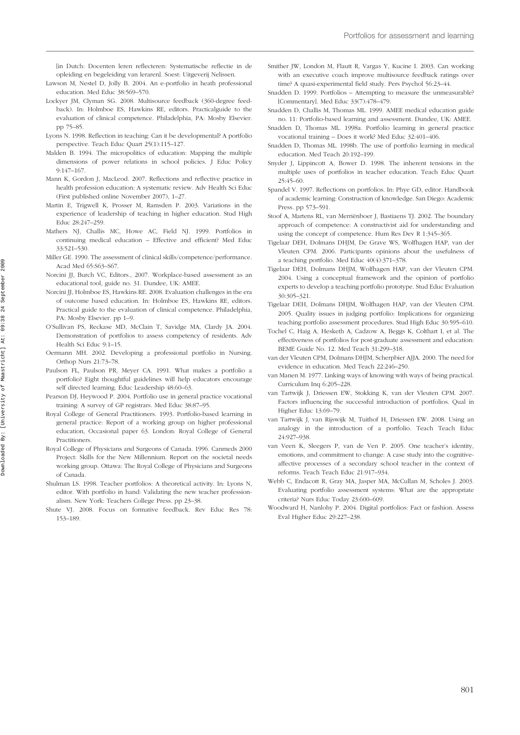[in Dutch: Docenten leren reflecteren: Systematische reflectie in de opleiding en begeleiding van leraren]. Soest: Uitgeverij Nelissen.

Lawson M, Nestel D, Jolly B. 2004. An e-portfolio in heath professional education. Med Educ 38:569–570.

Lockyer JM, Clyman SG. 2008. Multisource feedback (360-degree feedback). In: Holmboe ES, Hawkins RE, editors. Practicalguide to the evaluation of clinical competence. Philadelphia, PA: Mosby Elsevier. pp 75–85.

Lyons N. 1998. Reflection in teaching: Can it be developmental? A portfolio perspective. Teach Educ Quart 25(1):115–127.

Malden B. 1994. The micropolitics of education: Mapping the multiple dimensions of power relations in school policies. J Educ Policy 9:147–167.

Mann K, Gordon J, MacLeod. 2007. Reflections and reflective practice in health profession education: A systematic review. Adv Health Sci Educ (First published online November 2007), 1–27.

Martin E, Trigwell K, Prosser M, Ramsden P. 2003. Variations in the experience of leadership of teaching in higher education. Stud High Educ 28:247–259.

Mathers NJ, Challis MC, Howe AC, Field NJ. 1999. Portfolios in continuing medical education – Effective and efficient? Med Educ 33:521–530.

Miller GE. 1990. The assessment of clinical skills/competence/performance. Acad Med 65:S63–S67.

Norcini JJ, Burch VC, Editors., 2007. Workplace-based assessment as an educational tool, guide no. 31. Dundee, UK: AMEE.

Norcini JJ, Holmboe ES, Hawkins RE. 2008. Evaluation challenges in the era of outcome based education. In: Holmboe ES, Hawkins RE, editors. Practical guide to the evaluation of clinical competence. Philadelphia, PA: Mosby Elsevier. pp 1–9.

O'Sullivan PS, Reckase MD, McClain T, Savidge MA, Clardy JA. 2004. Demonstration of portfolios to assess competency of residents. Adv Health Sci Educ 9:1–15.

Oermann MH. 2002. Developing a professional portfolio in Nursing. Orthop Nurs 21:73–78.

Paulson FL, Paulson PR, Meyer CA. 1991. What makes a portfolio a portfolio? Eight thoughtful guidelines will help educators encourage self directed learning. Educ Leadership 48:60–63.

Pearson DJ, Heywood P. 2004. Portfolio use in general practice vocational training: A survey of GP registrars. Med Educ 38:87–95.

Royal College of General Practitioners. 1993. Portfolio-based learning in general practice: Report of a working group on higher professional education, Occasional paper 63. London: Royal College of General Practitioners.

Royal College of Physicians and Surgeons of Canada. 1996. Canmeds 2000 Project: Skills for the New Millennium. Report on the societal needs working group. Ottawa: The Royal College of Physicians and Surgeons of Canada.

Shulman LS. 1998. Teacher portfolios: A theoretical activity. In: Lyons N, editor. With portfolio in hand: Validating the new teacher professionalism. New York: Teachers College Press. pp 23–38.

Shute VJ. 2008. Focus on formative feedback. Rev Educ Res 78: 153–189.

Smither JW, London M, Flautt R, Vargas Y, Kucine I. 2003. Can working with an executive coach improve multisource feedback ratings over time? A quasi-experimental field study. Pers Psychol 56:23–44.

Snadden D. 1999. Portfolios – Attempting to measure the unmeasurable? [Commentary]. Med Educ 33(7):478–479.

Snadden D, Challis M, Thomas ML. 1999. AMEE medical education guide no. 11: Portfolio-based learning and assessment. Dundee, UK: AMEE.

Snadden D, Thomas ML. 1998a. Portfolio learning in general practice vocational training – Does it work? Med Educ 32:401–406.

Snadden D, Thomas ML. 1998b. The use of portfolio learning in medical education. Med Teach 20:192–199.

Snyder J, Lippincott A, Bower D. 1998. The inherent tensions in the multiple uses of portfolios in teacher education. Teach Educ Quart 25:45–60.

Spandel V. 1997. Reflections on portfolios. In: Phye GD, editor. Handbook of academic learning: Construction of knowledge. San Diego: Academic Press. pp 573–591.

Stoof A, Martens RL, van Merriënboer J, Bastiaens TJ. 2002. The boundary approach of competence: A constructivist aid for understanding and using the concept of competence. Hum Res Dev R 1:345–365.

Tigelaar DEH, Dolmans DHJM, De Grave WS, Wolfhagen HAP, van der Vleuten CPM. 2006. Participants opinions about the usefulness of a teaching portfolio. Med Educ 40(4):371–378.

Tigelaar DEH, Dolmans DHJM, Wolfhagen HAP, van der Vleuten CPM. 2004. Using a conceptual framework and the opinion of portfolio experts to develop a teaching portfolio prototype. Stud Educ Evaluation 30:305–321.

Tigelaar DEH, Dolmans DHJM, Wolfhagen HAP, van der Vleuten CPM. 2005. Quality issues in judging portfolio: Implications for organizing teaching portfolio assessment procedures. Stud High Educ 30:595–610.

Tochel C, Haig A, Hesketh A, Cadzow A, Beggs K, Colthart I, et al. The effectiveness of portfolios for post-graduate assessment and education: BEME Guide No. 12. Med Teach 31:299–318.

van der Vleuten CPM, Dolmans DHJM, Scherpbier AJJA. 2000. The need for evidence in education. Med Teach 22:246–250.

van Manen M. 1977. Linking ways of knowing with ways of being practical. Curriculum Inq 6:205–228.

van Tartwijk J, Driessen EW, Stokking K, van der Vleuten CPM. 2007. Factors influencing the successful introduction of portfolios. Qual in Higher Educ 13:69–79.

van Tartwijk J, van Rijswijk M, Tuithof H, Driessen EW. 2008. Using an analogy in the introduction of a portfolio. Teach Teach Educ 24:927–938.

van Veen K, Sleegers P, van de Ven P. 2005. One teacher's identity, emotions, and commitment to change: A case study into the cognitive-affective processes of a secondary school teacher in the context of reforms. Teach Teach Educ 21:917–934.

Webb C, Endacott R, Gray MA, Jasper MA, McCullan M, Scholes J. 2003. Evaluating portfolio assessment systems: What are the appropriate criteria? Nurs Educ Today 23:600–609.

Woodward H, Nanlohy P. 2004. Digital portfolios: Fact or fashion. Assess Eval Higher Educ 29:227–238.